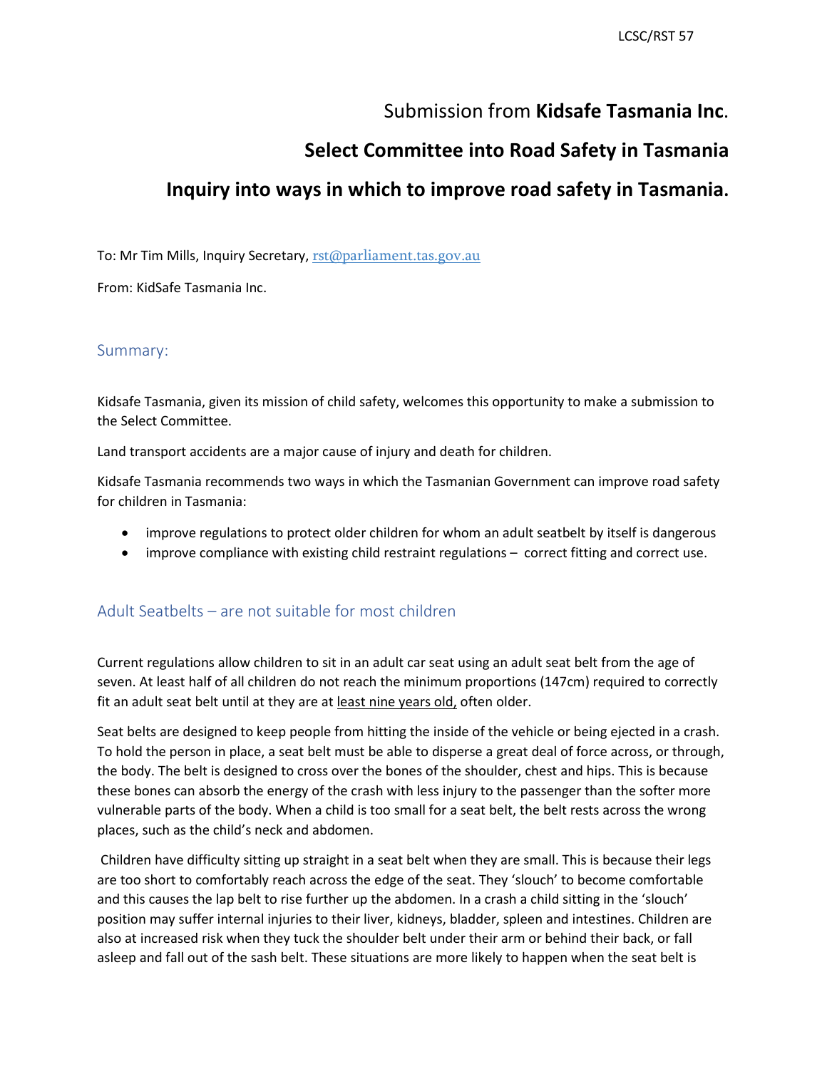# Submission from **Kidsafe Tasmania Inc**.

# Select Committee into Road Safety in Tasmania

# Inquiry into ways in which to improve road safety in Tasmania.

To: Mr Tim Mills, Inquiry Secretary, rst@parliament.tas.gov.au

From: KidSafe Tasmania Inc.

## Summary:

Kidsafe Tasmania, given its mission of child safety, welcomes this opportunity to make a submission to the Select Committee.

Land transport accidents are a major cause of injury and death for children.

Kidsafe Tasmania recommends two ways in which the Tasmanian Government can improve road safety for children in Tasmania:

- improve regulations to protect older children for whom an adult seatbelt by itself is dangerous
- improve compliance with existing child restraint regulations – correct fitting and correct use.

## Adult Seatbelts – are not suitable for most children

Current regulations allow children to sit in an adult car seat using an adult seat belt from the age of seven. At least half of all children do not reach the minimum proportions (147cm) required to correctly fit an adult seat belt until at they are at least nine years old, often older.

Seat belts are designed to keep people from hitting the inside of the vehicle or being ejected in a crash. To hold the person in place, a seat belt must be able to disperse a great deal of force across, or through, the body. The belt is designed to cross over the bones of the shoulder, chest and hips. This is because these bones can absorb the energy of the crash with less injury to the passenger than the softer more vulnerable parts of the body. When a child is too small for a seat belt, the belt rests across the wrong places, such as the child's neck and abdomen.

Children have difficulty sitting up straight in a seat belt when they are small. This is because their legs are too short to comfortably reach across the edge of the seat. They 'slouch' to become comfortable and this causes the lap belt to rise further up the abdomen. In a crash a child sitting in the 'slouch' position may suffer internal injuries to their liver, kidneys, bladder, spleen and intestines. Children are also at increased risk when they tuck the shoulder belt under their arm or behind their back, or fall asleep and fall out of the sash belt. These situations are more likely to happen when the seat belt is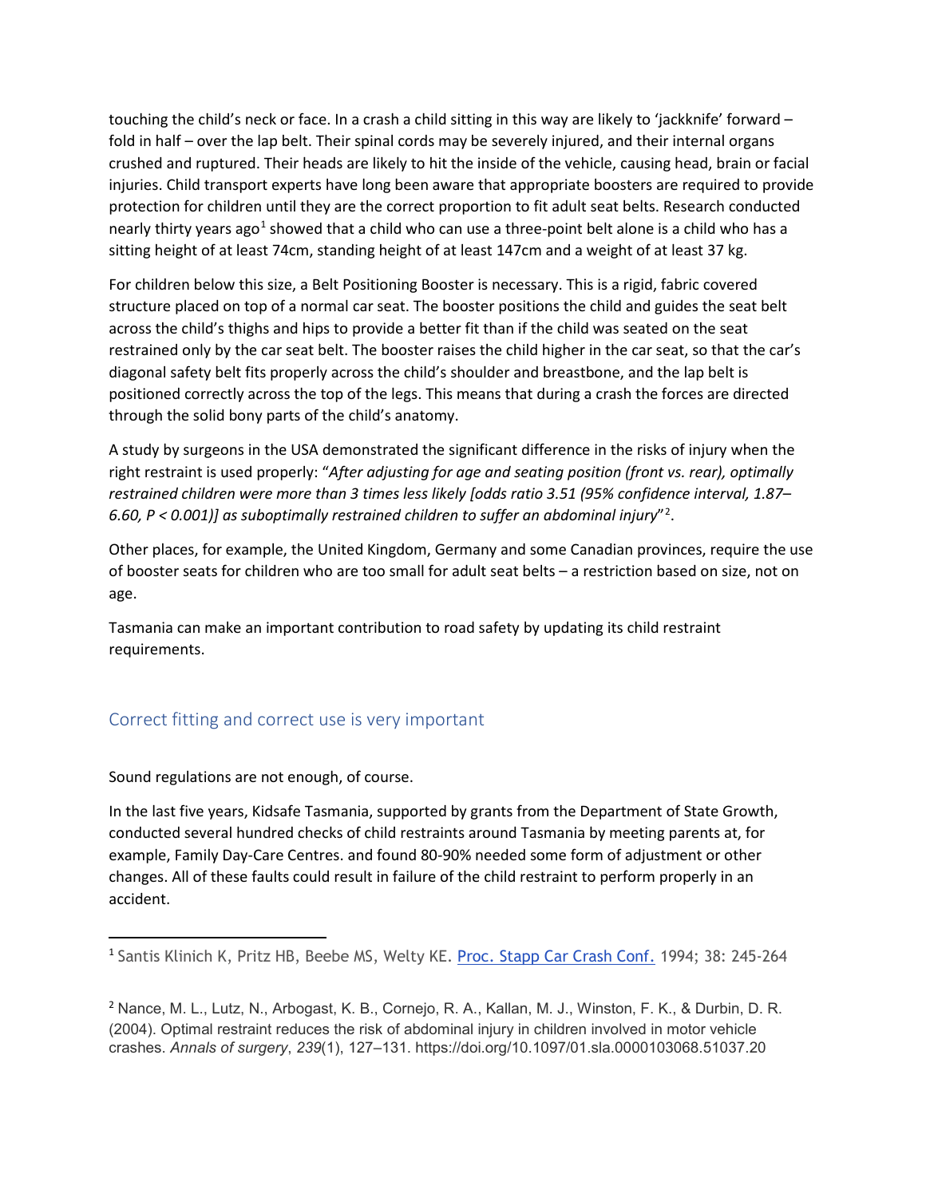touching the child's neck or face. In a crash a child sitting in this way are likely to 'jackknife' forward – fold in half – over the lap belt. Their spinal cords may be severely injured, and their internal organs crushed and ruptured. Their heads are likely to hit the inside of the vehicle, causing head, brain or facial injuries. Child transport experts have long been aware that appropriate boosters are required to provide protection for children until they are the correct proportion to fit adult seat belts. Research conducted nearly thirty years ago[1] showed that a child who can use a three-point belt alone is a child who has a sitting height of at least 74cm, standing height of at least 147cm and a weight of at least 37 kg.

For children below this size, a Belt Positioning Booster is necessary. This is a rigid, fabric covered structure placed on top of a normal car seat. The booster positions the child and guides the seat belt across the child's thighs and hips to provide a better fit than if the child was seated on the seat restrained only by the car seat belt. The booster raises the child higher in the car seat, so that the car's diagonal safety belt fits properly across the child's shoulder and breastbone, and the lap belt is positioned correctly across the top of the legs. This means that during a crash the forces are directed through the solid bony parts of the child's anatomy.

A study by surgeons in the USA demonstrated the significant difference in the risks of injury when the right restraint is used properly: "*After adjusting for age and seating position (front vs. rear), optimally restrained children were more than 3 times less likely [odds ratio 3.51 (95% confidence interval, 1.87–6.60, P < 0.001)] as suboptimally restrained children to suffer an abdominal injury*"[2].

Other places, for example, the United Kingdom, Germany and some Canadian provinces, require the use of booster seats for children who are too small for adult seat belts – a restriction based on size, not on age.

Tasmania can make an important contribution to road safety by updating its child restraint requirements.

## Correct fitting and correct use is very important

Sound regulations are not enough, of course.

In the last five years, Kidsafe Tasmania, supported by grants from the Department of State Growth, conducted several hundred checks of child restraints around Tasmania by meeting parents at, for example, Family Day-Care Centres. and found 80-90% needed some form of adjustment or other changes. All of these faults could result in failure of the child restraint to perform properly in an accident.

---

[1] Santis Klinich K, Pritz HB, Beebe MS, Welty KE. Proc. Stapp Car Crash Conf. 1994; 38: 245-264

[2] Nance, M. L., Lutz, N., Arbogast, K. B., Cornejo, R. A., Kallan, M. J., Winston, F. K., & Durbin, D. R. (2004). Optimal restraint reduces the risk of abdominal injury in children involved in motor vehicle crashes. *Annals of surgery*, *239*(1), 127–131. https://doi.org/10.1097/01.sla.0000103068.51037.20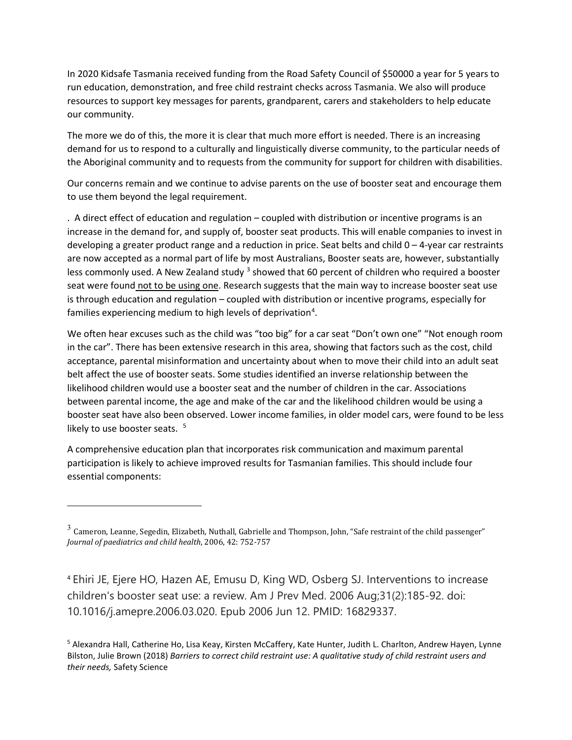In 2020 Kidsafe Tasmania received funding from the Road Safety Council of $50000 a year for 5 years to run education, demonstration, and free child restraint checks across Tasmania. We also will produce resources to support key messages for parents, grandparent, carers and stakeholders to help educate our community.

The more we do of this, the more it is clear that much more effort is needed. There is an increasing demand for us to respond to a culturally and linguistically diverse community, to the particular needs of the Aboriginal community and to requests from the community for support for children with disabilities.

Our concerns remain and we continue to advise parents on the use of booster seat and encourage them to use them beyond the legal requirement.

. A direct effect of education and regulation – coupled with distribution or incentive programs is an increase in the demand for, and supply of, booster seat products. This will enable companies to invest in developing a greater product range and a reduction in price. Seat belts and child 0 – 4-year car restraints are now accepted as a normal part of life by most Australians, Booster seats are, however, substantially less commonly used. A New Zealand study [3] showed that 60 percent of children who required a booster seat were found not to be using one. Research suggests that the main way to increase booster seat use is through education and regulation – coupled with distribution or incentive programs, especially for families experiencing medium to high levels of deprivation[4].

We often hear excuses such as the child was "too big" for a car seat "Don't own one" "Not enough room in the car". There has been extensive research in this area, showing that factors such as the cost, child acceptance, parental misinformation and uncertainty about when to move their child into an adult seat belt affect the use of booster seats. Some studies identified an inverse relationship between the likelihood children would use a booster seat and the number of children in the car. Associations between parental income, the age and make of the car and the likelihood children would be using a booster seat have also been observed. Lower income families, in older model cars, were found to be less likely to use booster seats. [5]

A comprehensive education plan that incorporates risk communication and maximum parental participation is likely to achieve improved results for Tasmanian families. This should include four essential components:

---

[3] Cameron, Leanne, Segedin, Elizabeth, Nuthall, Gabrielle and Thompson, John, "Safe restraint of the child passenger" *Journal of paediatrics and child health*, 2006, 42: 752-757

[4] Ehiri JE, Ejere HO, Hazen AE, Emusu D, King WD, Osberg SJ. Interventions to increase children's booster seat use: a review. Am J Prev Med. 2006 Aug;31(2):185-92. doi: 10.1016/j.amepre.2006.03.020. Epub 2006 Jun 12. PMID: 16829337.

[5] Alexandra Hall, Catherine Ho, Lisa Keay, Kirsten McCaffery, Kate Hunter, Judith L. Charlton, Andrew Hayen, Lynne Bilston, Julie Brown (2018) *Barriers to correct child restraint use: A qualitative study of child restraint users and their needs,* Safety Science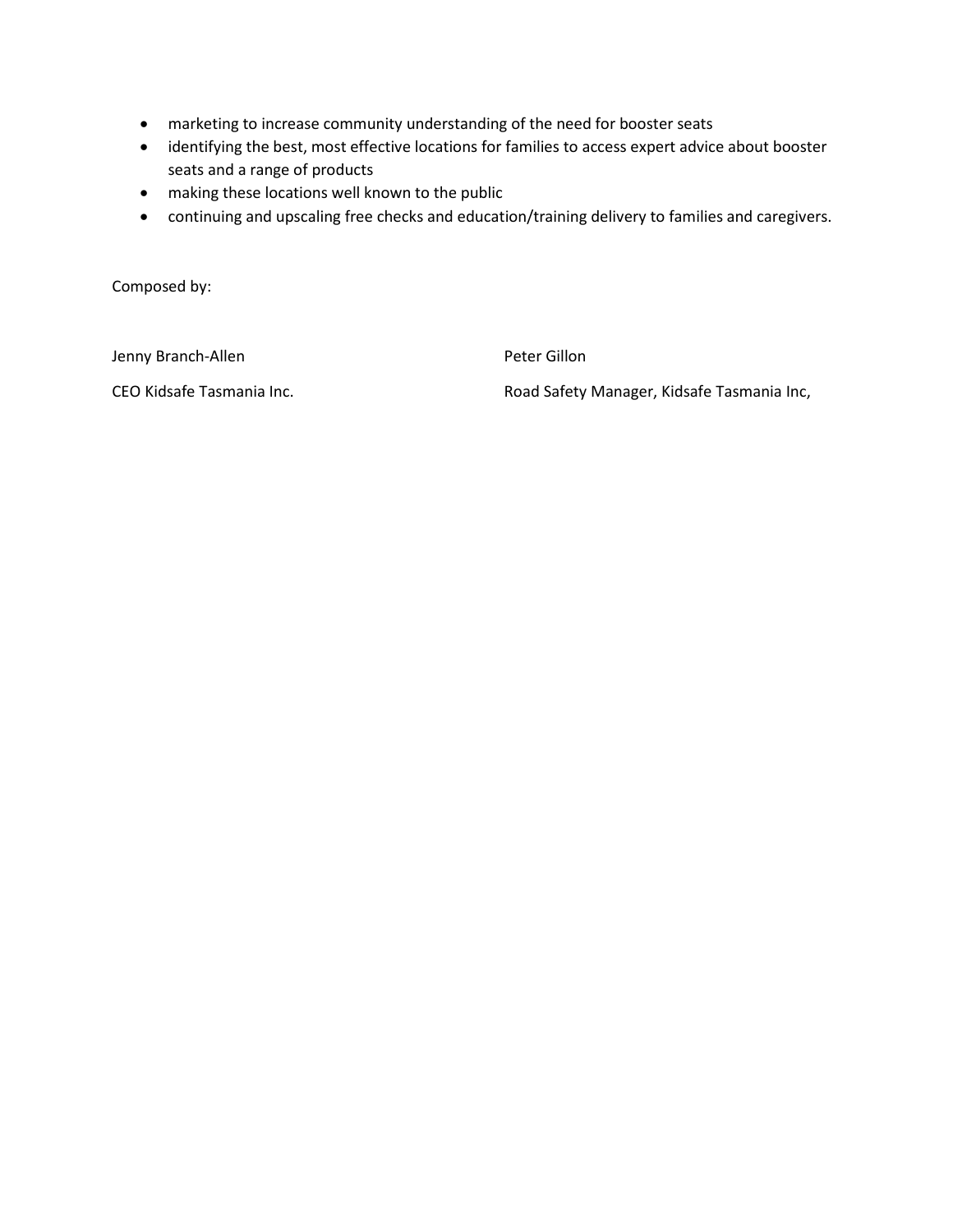- marketing to increase community understanding of the need for booster seats
- identifying the best, most effective locations for families to access expert advice about booster seats and a range of products
- making these locations well known to the public
- continuing and upscaling free checks and education/training delivery to families and caregivers.

Composed by:

Jenny Branch-Allen

CEO Kidsafe Tasmania Inc.

Peter Gillon

Road Safety Manager, Kidsafe Tasmania Inc,